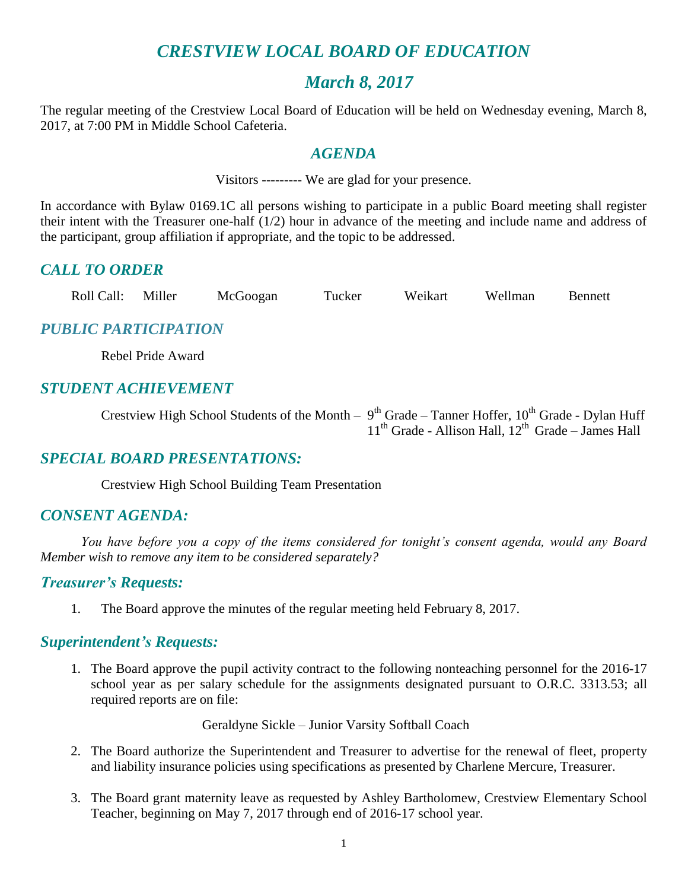# *CRESTVIEW LOCAL BOARD OF EDUCATION*

## *March 8, 2017*

The regular meeting of the Crestview Local Board of Education will be held on Wednesday evening, March 8, 2017, at 7:00 PM in Middle School Cafeteria.

## *AGENDA*

Visitors --------- We are glad for your presence.

In accordance with Bylaw 0169.1C all persons wishing to participate in a public Board meeting shall register their intent with the Treasurer one-half (1/2) hour in advance of the meeting and include name and address of the participant, group affiliation if appropriate, and the topic to be addressed.

### *CALL TO ORDER*

Roll Call: Miller McGoogan Tucker Weikart Wellman Bennett

### *PUBLIC PARTICIPATION*

Rebel Pride Award

### *STUDENT ACHIEVEMENT*

Crestview High School Students of the Month – 9th Grade – Tanner Hoffer, 10th Grade - Dylan Huff
11th Grade - Allison Hall, 12th Grade – James Hall

### *SPECIAL BOARD PRESENTATIONS:*

Crestview High School Building Team Presentation

### *CONSENT AGENDA:*

*You have before you a copy of the items considered for tonight's consent agenda, would any Board Member wish to remove any item to be considered separately?*

### *Treasurer's Requests:*

1. The Board approve the minutes of the regular meeting held February 8, 2017.

### *Superintendent's Requests:*

1. The Board approve the pupil activity contract to the following nonteaching personnel for the 2016-17 school year as per salary schedule for the assignments designated pursuant to O.R.C. 3313.53; all required reports are on file:

   Geraldyne Sickle – Junior Varsity Softball Coach

2. The Board authorize the Superintendent and Treasurer to advertise for the renewal of fleet, property and liability insurance policies using specifications as presented by Charlene Mercure, Treasurer.

3. The Board grant maternity leave as requested by Ashley Bartholomew, Crestview Elementary School Teacher, beginning on May 7, 2017 through end of 2016-17 school year.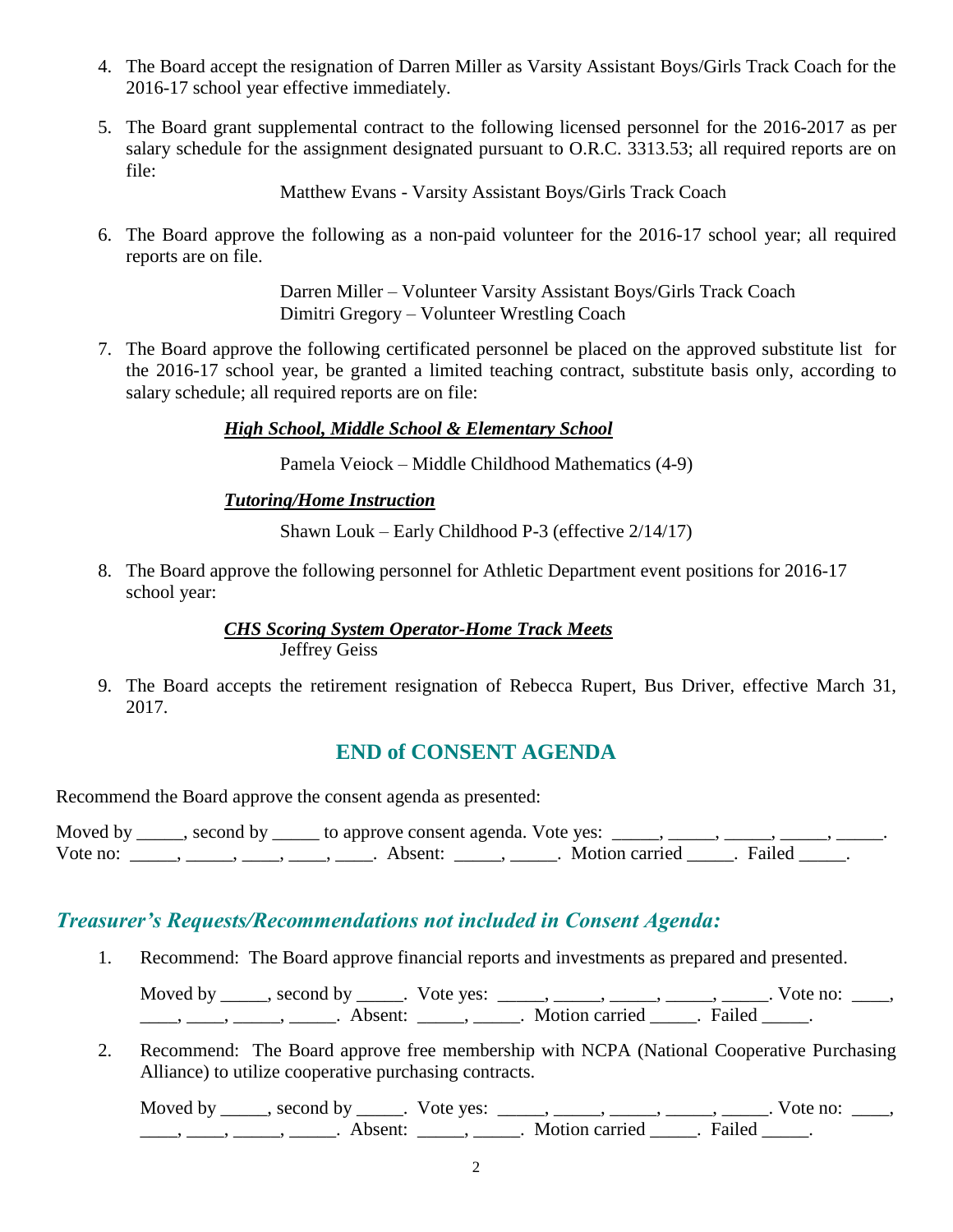4. The Board accept the resignation of Darren Miller as Varsity Assistant Boys/Girls Track Coach for the 2016-17 school year effective immediately.

5. The Board grant supplemental contract to the following licensed personnel for the 2016-2017 as per salary schedule for the assignment designated pursuant to O.R.C. 3313.53; all required reports are on file:

   Matthew Evans - Varsity Assistant Boys/Girls Track Coach

6. The Board approve the following as a non-paid volunteer for the 2016-17 school year; all required reports are on file.

   Darren Miller – Volunteer Varsity Assistant Boys/Girls Track Coach
   Dimitri Gregory – Volunteer Wrestling Coach

7. The Board approve the following certificated personnel be placed on the approved substitute list for the 2016-17 school year, be granted a limited teaching contract, substitute basis only, according to salary schedule; all required reports are on file:

   ***High School, Middle School & Elementary School***

   Pamela Veiock – Middle Childhood Mathematics (4-9)

   ***Tutoring/Home Instruction***

   Shawn Louk – Early Childhood P-3 (effective 2/14/17)

8. The Board approve the following personnel for Athletic Department event positions for 2016-17 school year:

   ***CHS Scoring System Operator-Home Track Meets***
   Jeffrey Geiss

9. The Board accepts the retirement resignation of Rebecca Rupert, Bus Driver, effective March 31, 2017.

## END of CONSENT AGENDA

Recommend the Board approve the consent agenda as presented:

Moved by _____, second by _____ to approve consent agenda. Vote yes: _____, _____, _____, _____, _____. Vote no: _____, _____, ____, ____, ____. Absent: _____, _____. Motion carried _____. Failed _____.

## *Treasurer's Requests/Recommendations not included in Consent Agenda:*

1. Recommend: The Board approve financial reports and investments as prepared and presented.

   Moved by _____, second by _____. Vote yes: _____, _____, _____, _____, _____. Vote no: ____, ____, ____, _____, _____. Absent: _____, _____. Motion carried _____. Failed _____.

2. Recommend: The Board approve free membership with NCPA (National Cooperative Purchasing Alliance) to utilize cooperative purchasing contracts.

   Moved by _____, second by _____. Vote yes: _____, _____, _____, _____, _____. Vote no: ____, ____, ____, _____, _____. Absent: _____, _____. Motion carried _____. Failed _____.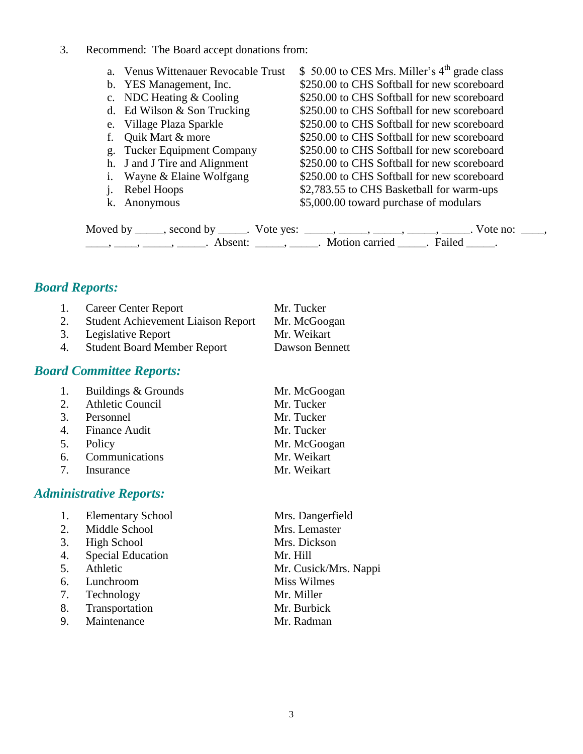3. Recommend: The Board accept donations from:

   a. Venus Wittenauer Revocable Trust — $ 50.00 to CES Mrs. Miller's 4th grade class
   b. YES Management, Inc. — $250.00 to CHS Softball for new scoreboard
   c. NDC Heating & Cooling — $250.00 to CHS Softball for new scoreboard
   d. Ed Wilson & Son Trucking — $250.00 to CHS Softball for new scoreboard
   e. Village Plaza Sparkle — $250.00 to CHS Softball for new scoreboard
   f. Quik Mart & more — $250.00 to CHS Softball for new scoreboard
   g. Tucker Equipment Company — $250.00 to CHS Softball for new scoreboard
   h. J and J Tire and Alignment — $250.00 to CHS Softball for new scoreboard
   i. Wayne & Elaine Wolfgang — $250.00 to CHS Softball for new scoreboard
   j. Rebel Hoops — $2,783.55 to CHS Basketball for warm-ups
   k. Anonymous — $5,000.00 toward purchase of modulars

   Moved by _____, second by _____. Vote yes: _____, _____, _____, _____, _____. Vote no: ____, ____, ____, _____, _____. Absent: _____, _____. Motion carried _____. Failed _____.

## *Board Reports:*

| | Report | Presenter |
|---|---|---|
| 1. | Career Center Report | Mr. Tucker |
| 2. | Student Achievement Liaison Report | Mr. McGoogan |
| 3. | Legislative Report | Mr. Weikart |
| 4. | Student Board Member Report | Dawson Bennett |

## *Board Committee Reports:*

| | Committee | Presenter |
|---|---|---|
| 1. | Buildings & Grounds | Mr. McGoogan |
| 2. | Athletic Council | Mr. Tucker |
| 3. | Personnel | Mr. Tucker |
| 4. | Finance Audit | Mr. Tucker |
| 5. | Policy | Mr. McGoogan |
| 6. | Communications | Mr. Weikart |
| 7. | Insurance | Mr. Weikart |

## *Administrative Reports:*

| | Report | Presenter |
|---|---|---|
| 1. | Elementary School | Mrs. Dangerfield |
| 2. | Middle School | Mrs. Lemaster |
| 3. | High School | Mrs. Dickson |
| 4. | Special Education | Mr. Hill |
| 5. | Athletic | Mr. Cusick/Mrs. Nappi |
| 6. | Lunchroom | Miss Wilmes |
| 7. | Technology | Mr. Miller |
| 8. | Transportation | Mr. Burbick |
| 9. | Maintenance | Mr. Radman |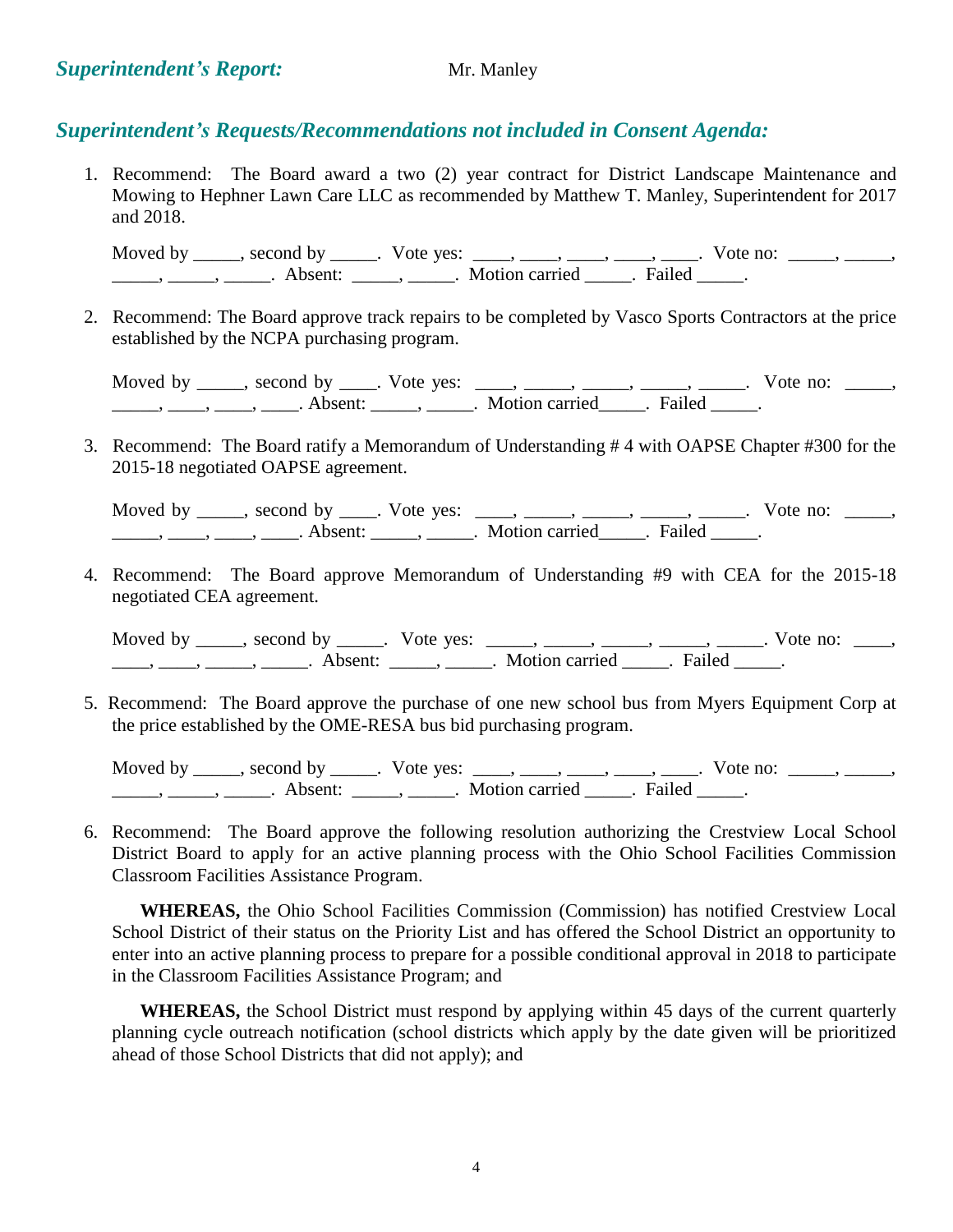## *Superintendent's Report:* Mr. Manley

## *Superintendent's Requests/Recommendations not included in Consent Agenda:*

1. Recommend: The Board award a two (2) year contract for District Landscape Maintenance and Mowing to Hephner Lawn Care LLC as recommended by Matthew T. Manley, Superintendent for 2017 and 2018.

   Moved by _____, second by _____. Vote yes: ____, ____, ____, ____, ____. Vote no: _____, _____, _____, _____, _____. Absent: _____, _____. Motion carried _____. Failed _____.

2. Recommend: The Board approve track repairs to be completed by Vasco Sports Contractors at the price established by the NCPA purchasing program.

   Moved by _____, second by ____. Vote yes: ____, _____, _____, _____, _____. Vote no: _____, _____, ____, ____, ____. Absent: _____, _____. Motion carried_____. Failed _____.

3. Recommend: The Board ratify a Memorandum of Understanding # 4 with OAPSE Chapter #300 for the 2015-18 negotiated OAPSE agreement.

   Moved by _____, second by ____. Vote yes: ____, _____, _____, _____, _____. Vote no: _____, _____, ____, ____, ____. Absent: _____, _____. Motion carried_____. Failed _____.

4. Recommend: The Board approve Memorandum of Understanding #9 with CEA for the 2015-18 negotiated CEA agreement.

   Moved by _____, second by _____. Vote yes: _____, _____, _____, _____, _____. Vote no: ____, ____, ____, _____, _____. Absent: _____, _____. Motion carried _____. Failed _____.

5. Recommend: The Board approve the purchase of one new school bus from Myers Equipment Corp at the price established by the OME-RESA bus bid purchasing program.

   Moved by _____, second by _____. Vote yes: ____, ____, ____, ____, ____. Vote no: _____, _____, _____, _____, _____. Absent: _____, _____. Motion carried _____. Failed _____.

6. Recommend: The Board approve the following resolution authorizing the Crestview Local School District Board to apply for an active planning process with the Ohio School Facilities Commission Classroom Facilities Assistance Program.

   **WHEREAS,** the Ohio School Facilities Commission (Commission) has notified Crestview Local School District of their status on the Priority List and has offered the School District an opportunity to enter into an active planning process to prepare for a possible conditional approval in 2018 to participate in the Classroom Facilities Assistance Program; and

   **WHEREAS,** the School District must respond by applying within 45 days of the current quarterly planning cycle outreach notification (school districts which apply by the date given will be prioritized ahead of those School Districts that did not apply); and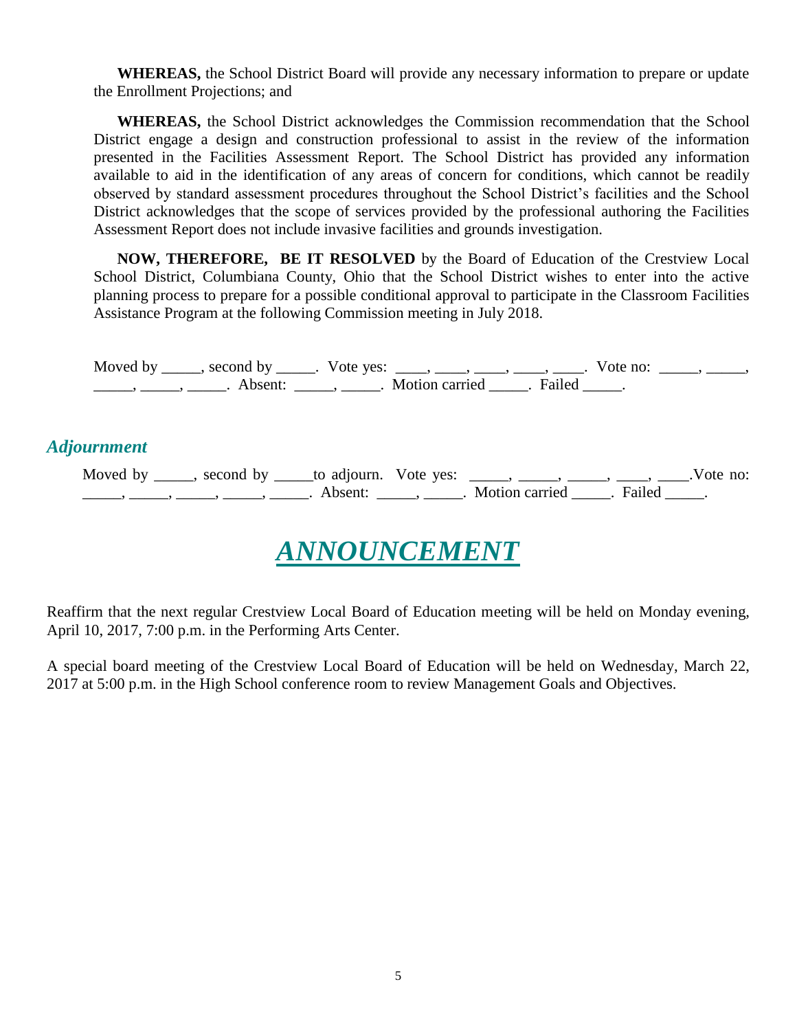**WHEREAS,** the School District Board will provide any necessary information to prepare or update the Enrollment Projections; and

**WHEREAS,** the School District acknowledges the Commission recommendation that the School District engage a design and construction professional to assist in the review of the information presented in the Facilities Assessment Report. The School District has provided any information available to aid in the identification of any areas of concern for conditions, which cannot be readily observed by standard assessment procedures throughout the School District's facilities and the School District acknowledges that the scope of services provided by the professional authoring the Facilities Assessment Report does not include invasive facilities and grounds investigation.

**NOW, THEREFORE, BE IT RESOLVED** by the Board of Education of the Crestview Local School District, Columbiana County, Ohio that the School District wishes to enter into the active planning process to prepare for a possible conditional approval to participate in the Classroom Facilities Assistance Program at the following Commission meeting in July 2018.

Moved by _____, second by _____. Vote yes: ____, ____, ____, ____, ____. Vote no: _____, _____, _____, _____, _____. Absent: _____, _____. Motion carried _____. Failed _____.

## *Adjournment*

Moved by _____, second by _____to adjourn. Vote yes: _____, _____, _____, ____, ____.Vote no: _____, _____, _____, _____, _____. Absent: _____, _____. Motion carried _____. Failed _____.

# ***ANNOUNCEMENT***

Reaffirm that the next regular Crestview Local Board of Education meeting will be held on Monday evening, April 10, 2017, 7:00 p.m. in the Performing Arts Center.

A special board meeting of the Crestview Local Board of Education will be held on Wednesday, March 22, 2017 at 5:00 p.m. in the High School conference room to review Management Goals and Objectives.